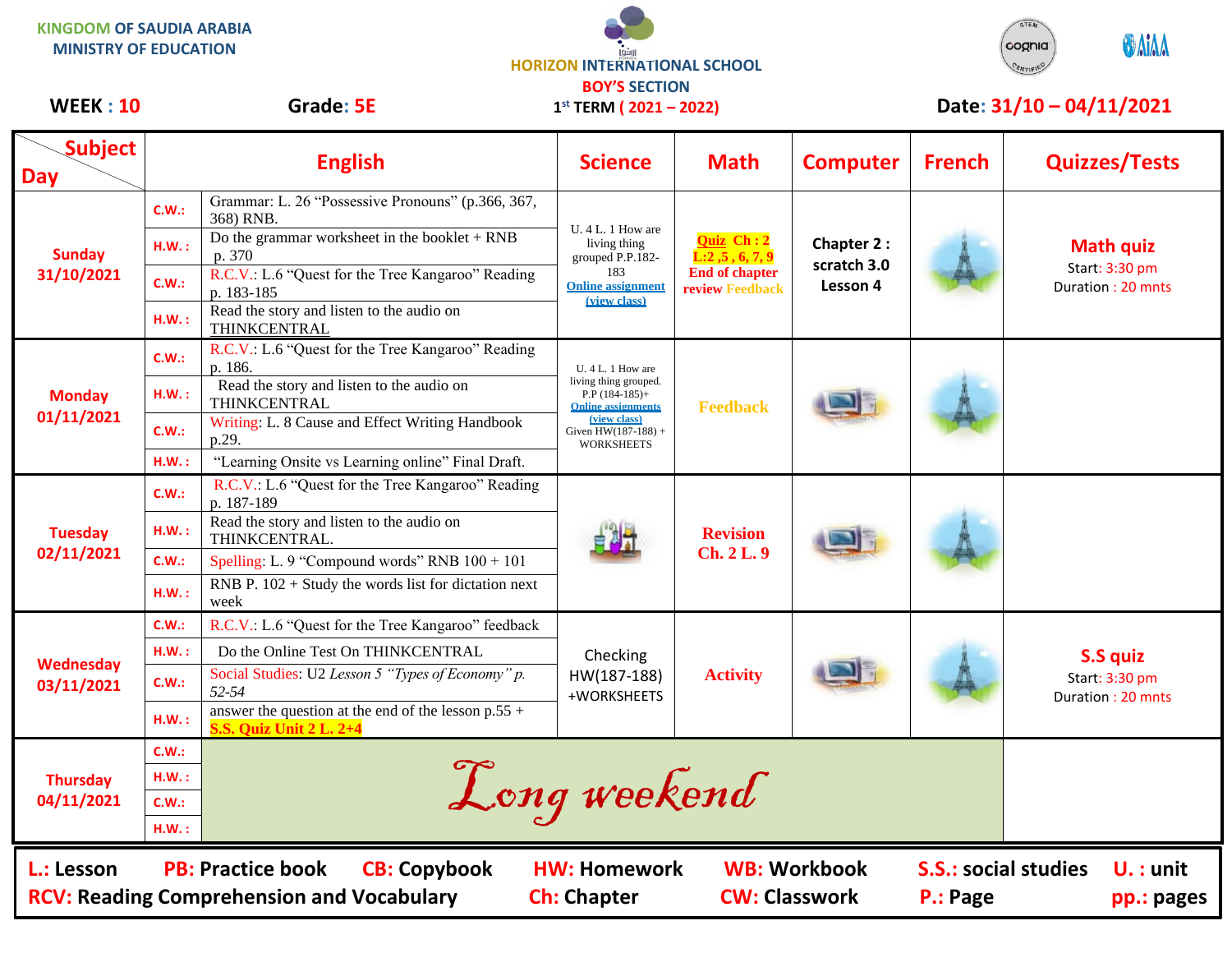KINGDOM OF SAUDIA ARABIA
MINISTRY OF EDUCATION

HORIZON INTERNATIONAL SCHOOL
BOY'S SECTION
1st TERM ( 2021 – 2022)

**WEEK : 10** | **Grade: 5E** | **Date: 31/10 – 04/11/2021**

| Day | | English | Science | Math | Computer | French | Quizzes/Tests |
|---|---|---|---|---|---|---|---|
| Sunday 31/10/2021 | C.W.: | Grammar: L. 26 "Possessive Pronouns" (p.366, 367, 368) RNB. | U. 4 L. 1 How are living thing grouped P.P.182-183 Online assignment (view class) | Quiz Ch : 2 L:2 ,5 , 6, 7, 9 End of chapter review Feedback | Chapter 2 : scratch 3.0 Lesson 4 | | Math quiz Start: 3:30 pm Duration : 20 mnts |
| | H.W. : | Do the grammar worksheet in the booklet + RNB p. 370 | | | | | |
| | C.W.: | R.C.V.: L.6 "Quest for the Tree Kangaroo" Reading p. 183-185 | | | | | |
| | H.W. : | Read the story and listen to the audio on THINKCENTRAL | | | | | |
| Monday 01/11/2021 | C.W.: | R.C.V.: L.6 "Quest for the Tree Kangaroo" Reading p. 186. | U. 4 L. 1 How are living thing grouped. P.P (184-185)+ Online assignments (view class) Given HW(187-188) + WORKSHEETS | Feedback | | | |
| | H.W. : | Read the story and listen to the audio on THINKCENTRAL | | | | | |
| | C.W.: | Writing: L. 8 Cause and Effect Writing Handbook p.29. | | | | | |
| | H.W. : | "Learning Onsite vs Learning online" Final Draft. | | | | | |
| Tuesday 02/11/2021 | C.W.: | R.C.V.: L.6 "Quest for the Tree Kangaroo" Reading p. 187-189 | | Revision Ch. 2 L. 9 | | | |
| | H.W. : | Read the story and listen to the audio on THINKCENTRAL. | | | | | |
| | C.W.: | Spelling: L. 9 "Compound words" RNB 100 + 101 | | | | | |
| | H.W. : | RNB P. 102 + Study the words list for dictation next week | | | | | |
| Wednesday 03/11/2021 | C.W.: | R.C.V.: L.6 "Quest for the Tree Kangaroo" feedback | Checking HW(187-188) +WORKSHEETS | Activity | | | S.S quiz Start: 3:30 pm Duration : 20 mnts |
| | H.W. : | Do the Online Test On THINKCENTRAL | | | | | |
| | C.W.: | Social Studies: U2 *Lesson 5 "Types of Economy" p. 52-54* | | | | | |
| | H.W. : | answer the question at the end of the lesson p.55 + **S.S. Quiz Unit 2 L. 2+4** | | | | | |
| Thursday 04/11/2021 | C.W.: | Long weekend | | | | | |
| | H.W. : | | | | | | |
| | C.W.: | | | | | | |
| | H.W. : | | | | | | |

**L.:** Lesson **PB:** Practice book **CB:** Copybook **HW:** Homework **WB:** Workbook **S.S.:** social studies **U. :** unit
**RCV:** Reading Comprehension and Vocabulary **Ch:** Chapter **CW:** Classwork **P.:** Page **pp.:** pages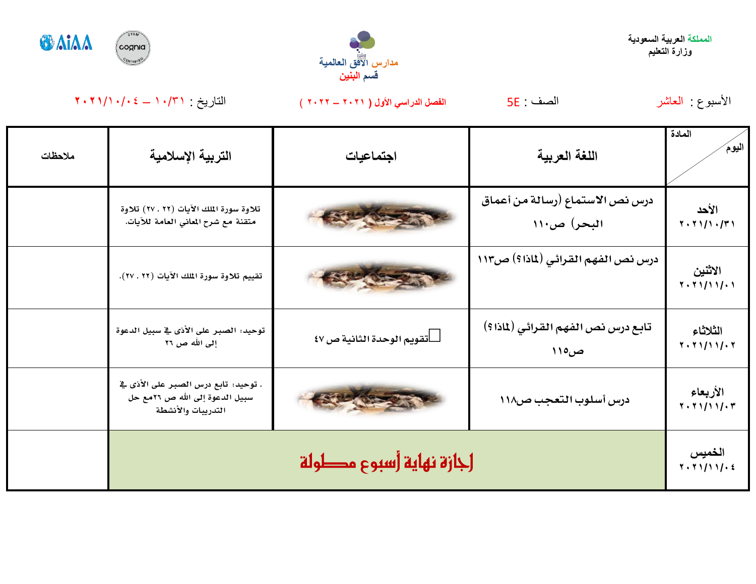المملكة العربية السعودية
وزارة التعليم

مدارس الأفق العالمية
قسم البنين

الأسبوع : العاشر    الصف : 5E    الفصل الدراسي الأول ( ٢٠٢١ – ٢٠٢٢ )    التاريخ : ١٠/٣١ – ٢٠٢١/١٠/٠٤

| اليوم / المادة | اللغة العربية | اجتماعيات | التربية الإسلامية | ملاحظات |
|---|---|---|---|---|
| الأحد ٢٠٢١/١٠/٣١ | درس نص الاستماع (رسالة من أعماق البحر) ص١١٠ | | تلاوة سورة الملك الآيات (٢٢ . ٢٧) تلاوة متقنة مع شرح المعاني العامة للآيات. | |
| الاثنين ٢٠٢١/١١/٠١ | درس نص الفهم القرائي (لماذا؟) ص١١٣ | | تقييم تلاوة سورة الملك الآيات (٢٢ . ٢٧). | |
| الثلاثاء ٢٠٢١/١١/٠٢ | تابع درس نص الفهم القرائي (لماذا؟) ص١١٥ | تقويم الوحدة الثانية ص ٤٧ | توحيد: الصبر على الأذى في سبيل الدعوة إلى الله ص ٢٦ | |
| الأربعاء ٢٠٢١/١١/٠٣ | درس أسلوب التعجب ص١١٨ | | . توحيد: تابع درس الصبر على الأذى في سبيل الدعوة إلى الله ص ٢٦مع حل التدريبات والأنشطة | |
| الخميس ٢٠٢١/١١/٠٤ | إجازة نهاية أسبوع مطولة | | | |